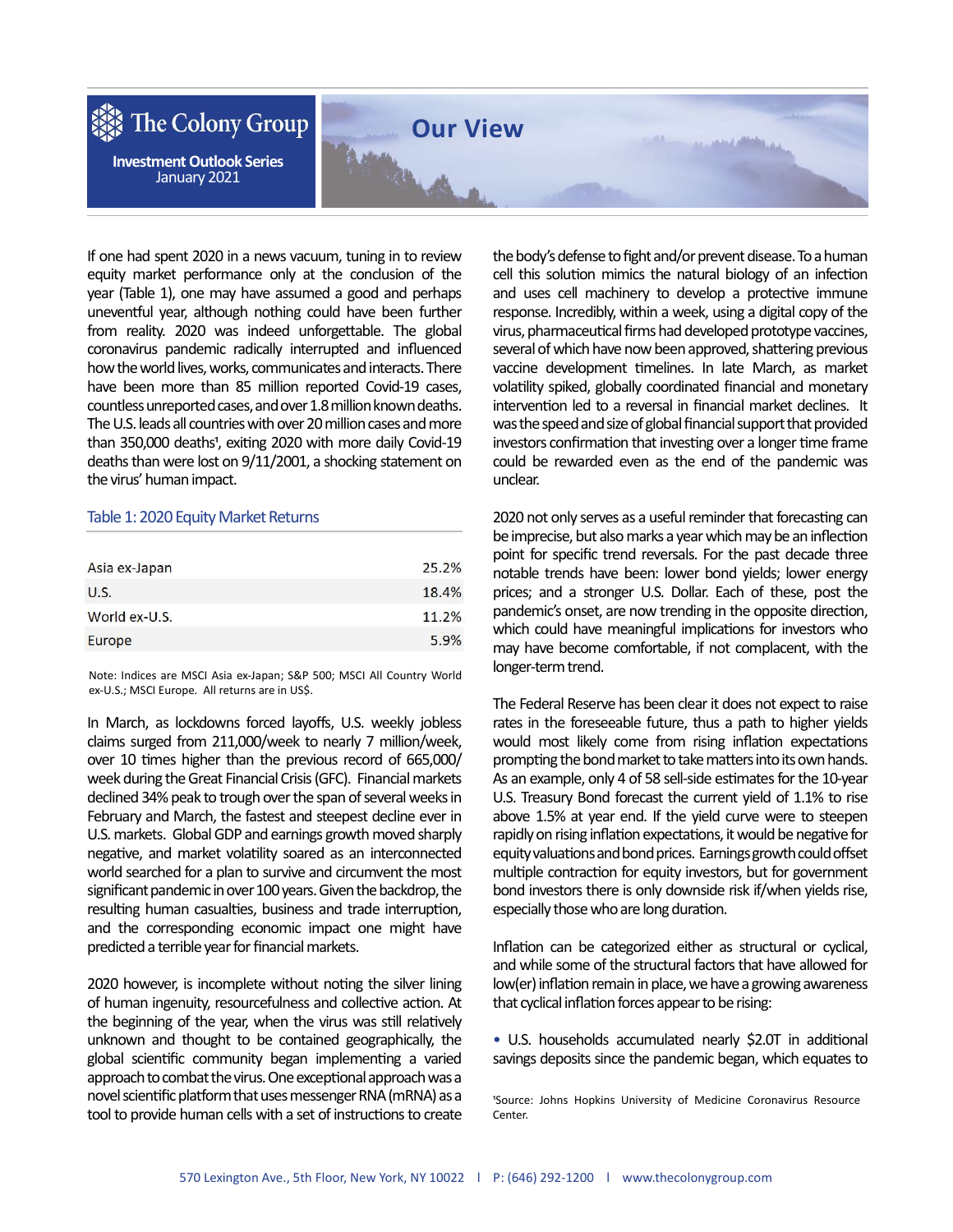# Our View

**Investment Outlook Series**
January 2021

If one had spent 2020 in a news vacuum, tuning in to review equity market performance only at the conclusion of the year (Table 1), one may have assumed a good and perhaps uneventful year, although nothing could have been further from reality. 2020 was indeed unforgettable. The global coronavirus pandemic radically interrupted and influenced how the world lives, works, communicates and interacts. There have been more than 85 million reported Covid-19 cases, countless unreported cases, and over 1.8 million known deaths. The U.S. leads all countries with over 20 million cases and more than 350,000 deaths[1], exiting 2020 with more daily Covid-19 deaths than were lost on 9/11/2001, a shocking statement on the virus' human impact.

Table 1: 2020 Equity Market Returns

| | |
|---|---|
| Asia ex-Japan | 25.2% |
| U.S. | 18.4% |
| World ex-U.S. | 11.2% |
| Europe | 5.9% |

Note: Indices are MSCI Asia ex-Japan; S&P 500; MSCI All Country World ex-U.S.; MSCI Europe. All returns are in US$.

In March, as lockdowns forced layoffs, U.S. weekly jobless claims surged from 211,000/week to nearly 7 million/week, over 10 times higher than the previous record of 665,000/week during the Great Financial Crisis (GFC). Financial markets declined 34% peak to trough over the span of several weeks in February and March, the fastest and steepest decline ever in U.S. markets. Global GDP and earnings growth moved sharply negative, and market volatility soared as an interconnected world searched for a plan to survive and circumvent the most significant pandemic in over 100 years. Given the backdrop, the resulting human casualties, business and trade interruption, and the corresponding economic impact one might have predicted a terrible year for financial markets.

2020 however, is incomplete without noting the silver lining of human ingenuity, resourcefulness and collective action. At the beginning of the year, when the virus was still relatively unknown and thought to be contained geographically, the global scientific community began implementing a varied approach to combat the virus. One exceptional approach was a novel scientific platform that uses messenger RNA (mRNA) as a tool to provide human cells with a set of instructions to create the body's defense to fight and/or prevent disease. To a human cell this solution mimics the natural biology of an infection and uses cell machinery to develop a protective immune response. Incredibly, within a week, using a digital copy of the virus, pharmaceutical firms had developed prototype vaccines, several of which have now been approved, shattering previous vaccine development timelines. In late March, as market volatility spiked, globally coordinated financial and monetary intervention led to a reversal in financial market declines. It was the speed and size of global financial support that provided investors confirmation that investing over a longer time frame could be rewarded even as the end of the pandemic was unclear.

2020 not only serves as a useful reminder that forecasting can be imprecise, but also marks a year which may be an inflection point for specific trend reversals. For the past decade three notable trends have been: lower bond yields; lower energy prices; and a stronger U.S. Dollar. Each of these, post the pandemic's onset, are now trending in the opposite direction, which could have meaningful implications for investors who may have become comfortable, if not complacent, with the longer-term trend.

The Federal Reserve has been clear it does not expect to raise rates in the foreseeable future, thus a path to higher yields would most likely come from rising inflation expectations prompting the bond market to take matters into its own hands. As an example, only 4 of 58 sell-side estimates for the 10-year U.S. Treasury Bond forecast the current yield of 1.1% to rise above 1.5% at year end. If the yield curve were to steepen rapidly on rising inflation expectations, it would be negative for equity valuations and bond prices. Earnings growth could offset multiple contraction for equity investors, but for government bond investors there is only downside risk if/when yields rise, especially those who are long duration.

Inflation can be categorized either as structural or cyclical, and while some of the structural factors that have allowed for low(er) inflation remain in place, we have a growing awareness that cyclical inflation forces appear to be rising:

- U.S. households accumulated nearly $2.0T in additional savings deposits since the pandemic began, which equates to

[1]Source: Johns Hopkins University of Medicine Coronavirus Resource Center.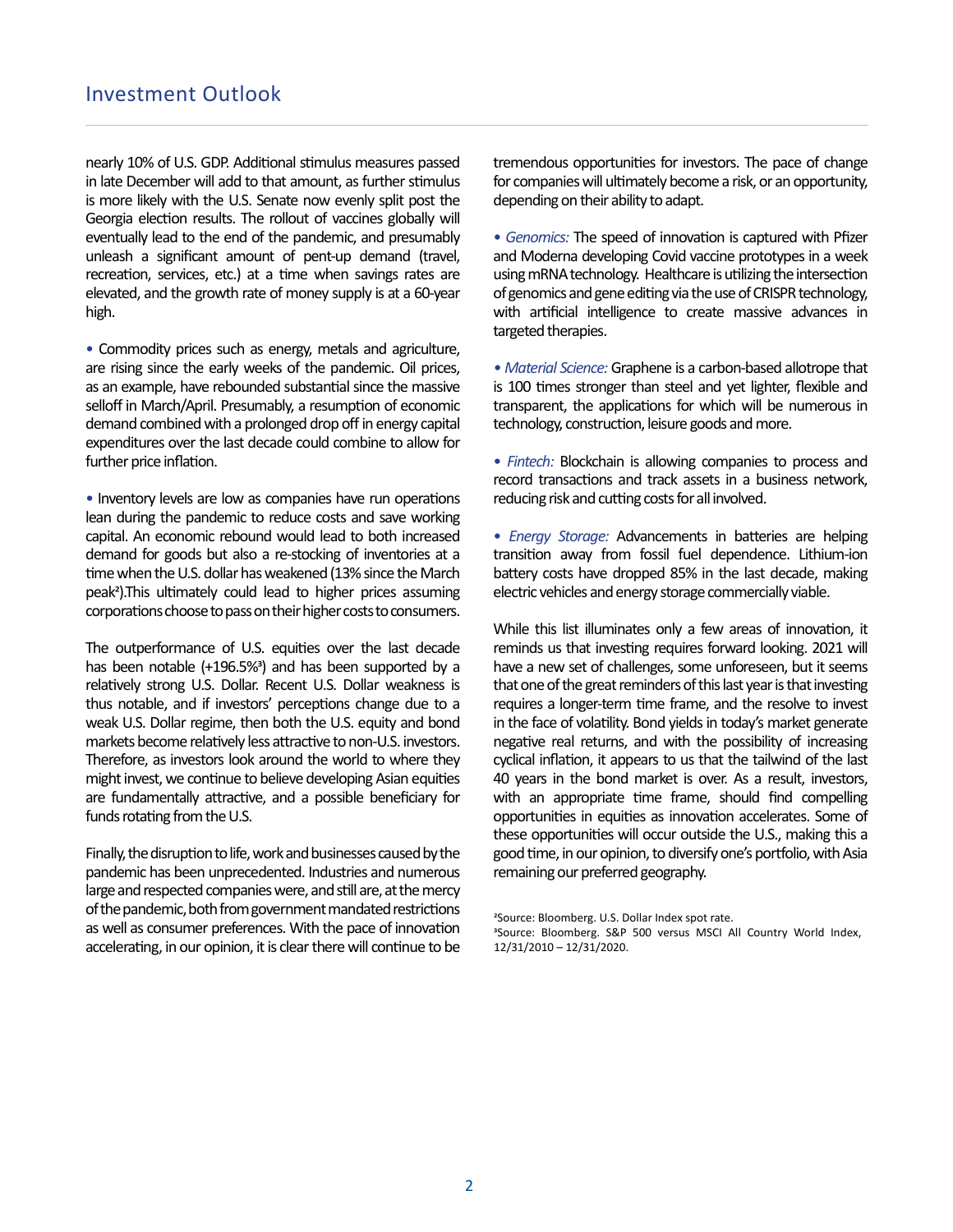nearly 10% of U.S. GDP. Additional stimulus measures passed in late December will add to that amount, as further stimulus is more likely with the U.S. Senate now evenly split post the Georgia election results. The rollout of vaccines globally will eventually lead to the end of the pandemic, and presumably unleash a significant amount of pent-up demand (travel, recreation, services, etc.) at a time when savings rates are elevated, and the growth rate of money supply is at a 60-year high.

• Commodity prices such as energy, metals and agriculture, are rising since the early weeks of the pandemic. Oil prices, as an example, have rebounded substantial since the massive selloff in March/April. Presumably, a resumption of economic demand combined with a prolonged drop off in energy capital expenditures over the last decade could combine to allow for further price inflation.

• Inventory levels are low as companies have run operations lean during the pandemic to reduce costs and save working capital. An economic rebound would lead to both increased demand for goods but also a re-stocking of inventories at a time when the U.S. dollar has weakened (13% since the March peak[2]).This ultimately could lead to higher prices assuming corporations choose to pass on their higher costs to consumers.

The outperformance of U.S. equities over the last decade has been notable (+196.5%[3]) and has been supported by a relatively strong U.S. Dollar. Recent U.S. Dollar weakness is thus notable, and if investors' perceptions change due to a weak U.S. Dollar regime, then both the U.S. equity and bond markets become relatively less attractive to non-U.S. investors. Therefore, as investors look around the world to where they might invest, we continue to believe developing Asian equities are fundamentally attractive, and a possible beneficiary for funds rotating from the U.S.

Finally, the disruption to life, work and businesses caused by the pandemic has been unprecedented. Industries and numerous large and respected companies were, and still are, at the mercy of the pandemic, both from government mandated restrictions as well as consumer preferences. With the pace of innovation accelerating, in our opinion, it is clear there will continue to be tremendous opportunities for investors. The pace of change for companies will ultimately become a risk, or an opportunity, depending on their ability to adapt.

• *Genomics:* The speed of innovation is captured with Pfizer and Moderna developing Covid vaccine prototypes in a week using mRNA technology. Healthcare is utilizing the intersection of genomics and gene editing via the use of CRISPR technology, with artificial intelligence to create massive advances in targeted therapies.

• *Material Science:* Graphene is a carbon-based allotrope that is 100 times stronger than steel and yet lighter, flexible and transparent, the applications for which will be numerous in technology, construction, leisure goods and more.

• *Fintech:* Blockchain is allowing companies to process and record transactions and track assets in a business network, reducing risk and cutting costs for all involved.

• *Energy Storage:* Advancements in batteries are helping transition away from fossil fuel dependence. Lithium-ion battery costs have dropped 85% in the last decade, making electric vehicles and energy storage commercially viable.

While this list illuminates only a few areas of innovation, it reminds us that investing requires forward looking. 2021 will have a new set of challenges, some unforeseen, but it seems that one of the great reminders of this last year is that investing requires a longer-term time frame, and the resolve to invest in the face of volatility. Bond yields in today's market generate negative real returns, and with the possibility of increasing cyclical inflation, it appears to us that the tailwind of the last 40 years in the bond market is over. As a result, investors, with an appropriate time frame, should find compelling opportunities in equities as innovation accelerates. Some of these opportunities will occur outside the U.S., making this a good time, in our opinion, to diversify one's portfolio, with Asia remaining our preferred geography.

[2]Source: Bloomberg. U.S. Dollar Index spot rate.
[3]Source: Bloomberg. S&P 500 versus MSCI All Country World Index, 12/31/2010 – 12/31/2020.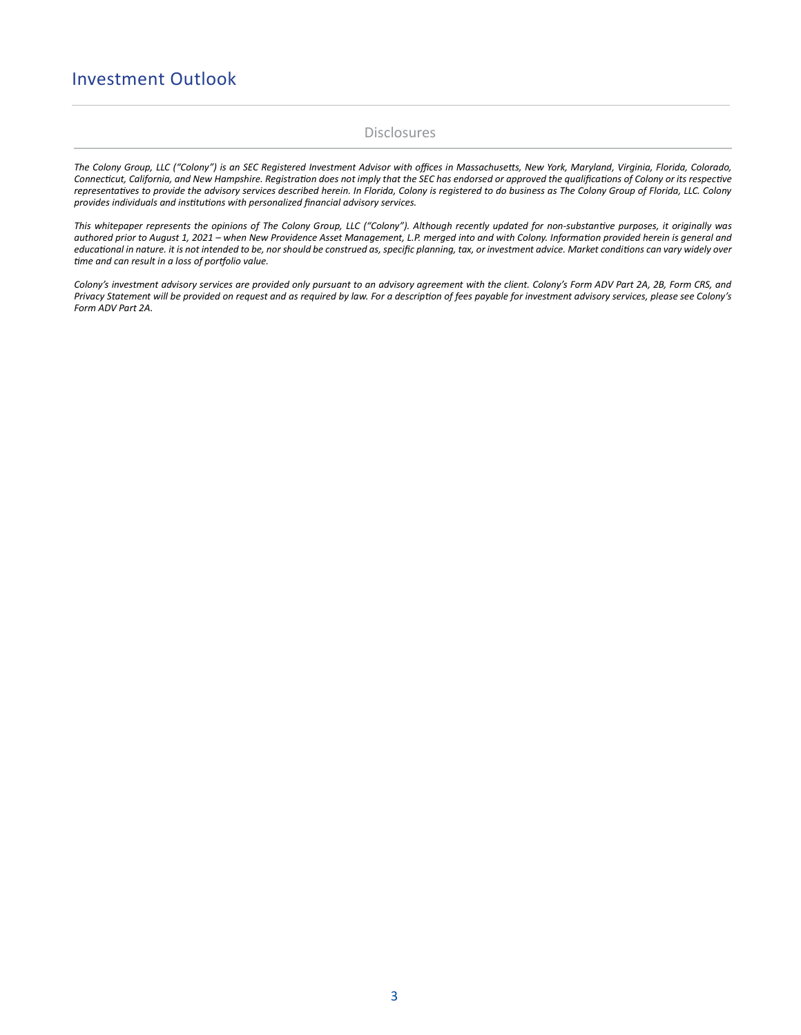## Disclosures

*The Colony Group, LLC ("Colony") is an SEC Registered Investment Advisor with offices in Massachusetts, New York, Maryland, Virginia, Florida, Colorado, Connecticut, California, and New Hampshire. Registration does not imply that the SEC has endorsed or approved the qualifications of Colony or its respective representatives to provide the advisory services described herein. In Florida, Colony is registered to do business as The Colony Group of Florida, LLC. Colony provides individuals and institutions with personalized financial advisory services.*

*This whitepaper represents the opinions of The Colony Group, LLC ("Colony"). Although recently updated for non-substantive purposes, it originally was authored prior to August 1, 2021 – when New Providence Asset Management, L.P. merged into and with Colony. Information provided herein is general and educational in nature. it is not intended to be, nor should be construed as, specific planning, tax, or investment advice. Market conditions can vary widely over time and can result in a loss of portfolio value.*

*Colony's investment advisory services are provided only pursuant to an advisory agreement with the client. Colony's Form ADV Part 2A, 2B, Form CRS, and Privacy Statement will be provided on request and as required by law. For a description of fees payable for investment advisory services, please see Colony's Form ADV Part 2A.*